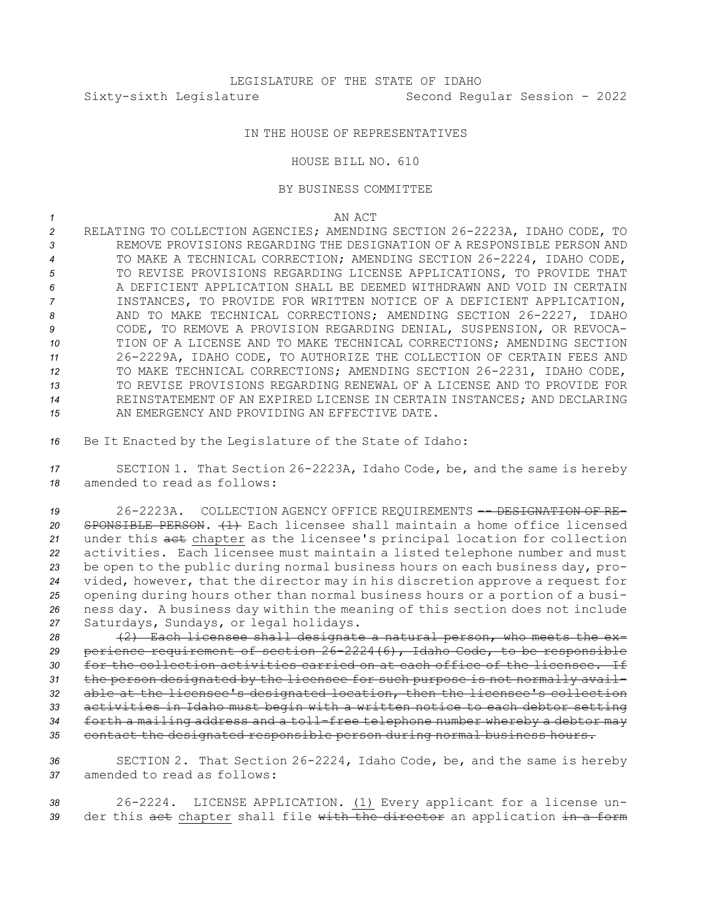LEGISLATURE OF THE STATE OF IDAHO

Sixty-sixth Legislature Second Regular Session - 2022

IN THE HOUSE OF REPRESENTATIVES

HOUSE BILL NO. 610

BY BUSINESS COMMITTEE

AN ACT

RELATING TO COLLECTION AGENCIES; AMENDING SECTION 26-2223A, IDAHO CODE, TO REMOVE PROVISIONS REGARDING THE DESIGNATION OF A RESPONSIBLE PERSON AND TO MAKE A TECHNICAL CORRECTION; AMENDING SECTION 26-2224, IDAHO CODE, TO REVISE PROVISIONS REGARDING LICENSE APPLICATIONS, TO PROVIDE THAT A DEFICIENT APPLICATION SHALL BE DEEMED WITHDRAWN AND VOID IN CERTAIN INSTANCES, TO PROVIDE FOR WRITTEN NOTICE OF A DEFICIENT APPLICATION, AND TO MAKE TECHNICAL CORRECTIONS; AMENDING SECTION 26-2227, IDAHO CODE, TO REMOVE A PROVISION REGARDING DENIAL, SUSPENSION, OR REVOCATION OF A LICENSE AND TO MAKE TECHNICAL CORRECTIONS; AMENDING SECTION 26-2229A, IDAHO CODE, TO AUTHORIZE THE COLLECTION OF CERTAIN FEES AND TO MAKE TECHNICAL CORRECTIONS; AMENDING SECTION 26-2231, IDAHO CODE, TO REVISE PROVISIONS REGARDING RENEWAL OF A LICENSE AND TO PROVIDE FOR REINSTATEMENT OF AN EXPIRED LICENSE IN CERTAIN INSTANCES; AND DECLARING AN EMERGENCY AND PROVIDING AN EFFECTIVE DATE.

Be It Enacted by the Legislature of the State of Idaho:

SECTION 1. That Section 26-2223A, Idaho Code, be, and the same is hereby amended to read as follows:

26-2223A. COLLECTION AGENCY OFFICE REQUIREMENTS ~~-- DESIGNATION OF RESPONSIBLE PERSON~~. ~~(1)~~ Each licensee shall maintain a home office licensed under this ~~act~~ <u>chapter</u> as the licensee's principal location for collection activities. Each licensee must maintain a listed telephone number and must be open to the public during normal business hours on each business day, provided, however, that the director may in his discretion approve a request for opening during hours other than normal business hours or a portion of a business day. A business day within the meaning of this section does not include Saturdays, Sundays, or legal holidays.

~~(2) Each licensee shall designate a natural person, who meets the experience requirement of section 26-2224(6), Idaho Code, to be responsible for the collection activities carried on at each office of the licensee. If the person designated by the licensee for such purpose is not normally available at the licensee's designated location, then the licensee's collection activities in Idaho must begin with a written notice to each debtor setting forth a mailing address and a toll-free telephone number whereby a debtor may contact the designated responsible person during normal business hours.~~

SECTION 2. That Section 26-2224, Idaho Code, be, and the same is hereby amended to read as follows:

26-2224. LICENSE APPLICATION. <u>(1)</u> Every applicant for a license under this ~~act~~ <u>chapter</u> shall file ~~with the director~~ an application ~~in a form~~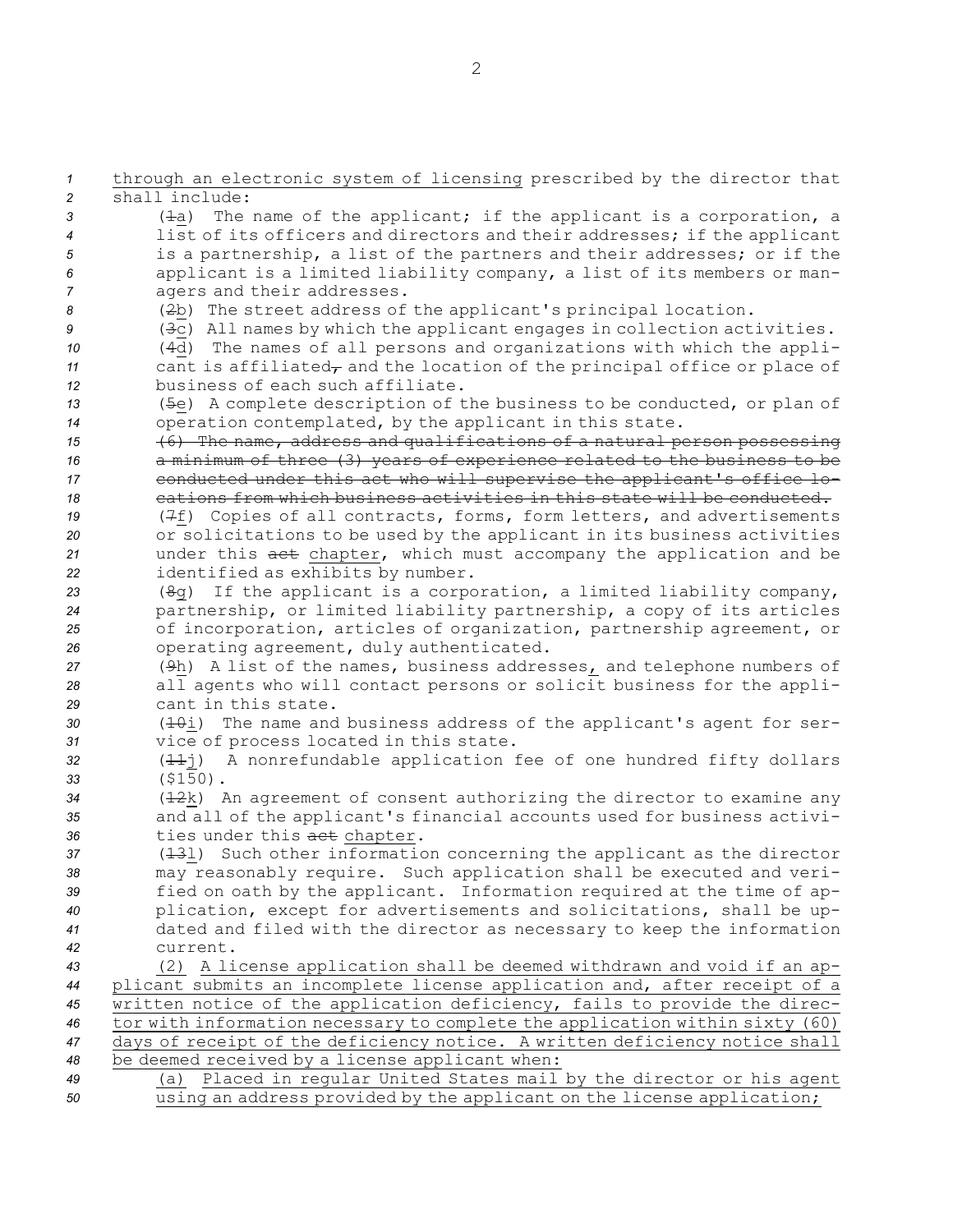through an electronic system of licensing prescribed by the director that shall include:

(~~1~~a) The name of the applicant; if the applicant is a corporation, a list of its officers and directors and their addresses; if the applicant is a partnership, a list of the partners and their addresses; or if the applicant is a limited liability company, a list of its members or managers and their addresses.

(~~2~~b) The street address of the applicant's principal location.

(~~3~~c) All names by which the applicant engages in collection activities.

(~~4~~d) The names of all persons and organizations with which the applicant is affiliated~~,~~ and the location of the principal office or place of business of each such affiliate.

(~~5~~e) A complete description of the business to be conducted, or plan of operation contemplated, by the applicant in this state.

~~(6) The name, address and qualifications of a natural person possessing a minimum of three (3) years of experience related to the business to be conducted under this act who will supervise the applicant's office locations from which business activities in this state will be conducted.~~

(~~7~~f) Copies of all contracts, forms, form letters, and advertisements or solicitations to be used by the applicant in its business activities under this ~~act~~ chapter, which must accompany the application and be identified as exhibits by number.

(~~8~~g) If the applicant is a corporation, a limited liability company, partnership, or limited liability partnership, a copy of its articles of incorporation, articles of organization, partnership agreement, or operating agreement, duly authenticated.

(~~9~~h) A list of the names, business addresses, and telephone numbers of all agents who will contact persons or solicit business for the applicant in this state.

(~~10~~i) The name and business address of the applicant's agent for service of process located in this state.

(~~11~~j) A nonrefundable application fee of one hundred fifty dollars ($150).

(~~12~~k) An agreement of consent authorizing the director to examine any and all of the applicant's financial accounts used for business activities under this ~~act~~ chapter.

(~~13~~l) Such other information concerning the applicant as the director may reasonably require. Such application shall be executed and verified on oath by the applicant. Information required at the time of application, except for advertisements and solicitations, shall be updated and filed with the director as necessary to keep the information current.

(2) A license application shall be deemed withdrawn and void if an applicant submits an incomplete license application and, after receipt of a written notice of the application deficiency, fails to provide the director with information necessary to complete the application within sixty (60) days of receipt of the deficiency notice. A written deficiency notice shall be deemed received by a license applicant when:

(a) Placed in regular United States mail by the director or his agent using an address provided by the applicant on the license application;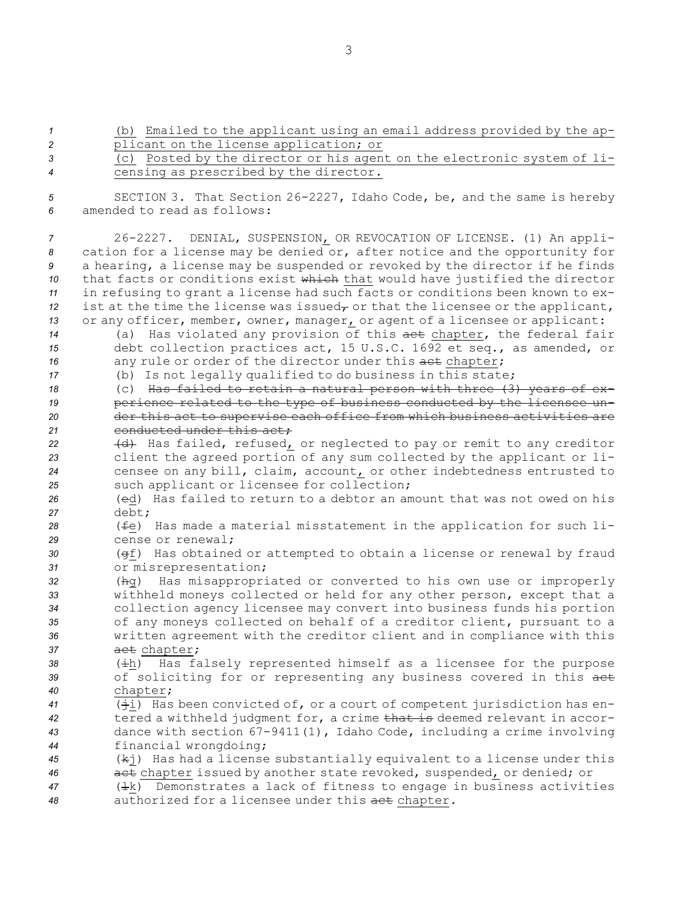(b) Emailed to the applicant using an email address provided by the applicant on the license application; or

(c) Posted by the director or his agent on the electronic system of licensing as prescribed by the director.

SECTION 3. That Section 26-2227, Idaho Code, be, and the same is hereby amended to read as follows:

26-2227. DENIAL, SUSPENSION, OR REVOCATION OF LICENSE. (1) An application for a license may be denied or, after notice and the opportunity for a hearing, a license may be suspended or revoked by the director if he finds that facts or conditions exist ~~which~~ that would have justified the director in refusing to grant a license had such facts or conditions been known to exist at the time the license was issued~~,~~ or that the licensee or the applicant, or any officer, member, owner, manager, or agent of a licensee or applicant:

(a) Has violated any provision of this ~~act~~ chapter, the federal fair debt collection practices act, 15 U.S.C. 1692 et seq., as amended, or any rule or order of the director under this ~~act~~ chapter;

(b) Is not legally qualified to do business in this state;

(c) ~~Has failed to retain a natural person with three (3) years of experience related to the type of business conducted by the licensee under this act to supervise each office from which business activities are conducted under this act;~~

~~(d)~~ Has failed, refused, or neglected to pay or remit to any creditor client the agreed portion of any sum collected by the applicant or licensee on any bill, claim, account, or other indebtedness entrusted to such applicant or licensee for collection;

(~~e~~d) Has failed to return to a debtor an amount that was not owed on his debt;

(~~f~~e) Has made a material misstatement in the application for such license or renewal;

(~~g~~f) Has obtained or attempted to obtain a license or renewal by fraud or misrepresentation;

(~~h~~g) Has misappropriated or converted to his own use or improperly withheld moneys collected or held for any other person, except that a collection agency licensee may convert into business funds his portion of any moneys collected on behalf of a creditor client, pursuant to a written agreement with the creditor client and in compliance with this ~~act~~ chapter;

(~~i~~h) Has falsely represented himself as a licensee for the purpose of soliciting for or representing any business covered in this ~~act~~ chapter;

(~~j~~i) Has been convicted of, or a court of competent jurisdiction has entered a withheld judgment for, a crime ~~that is~~ deemed relevant in accordance with section 67-9411(1), Idaho Code, including a crime involving financial wrongdoing;

(~~k~~j) Has had a license substantially equivalent to a license under this ~~act~~ chapter issued by another state revoked, suspended, or denied; or

(~~l~~k) Demonstrates a lack of fitness to engage in business activities authorized for a licensee under this ~~act~~ chapter.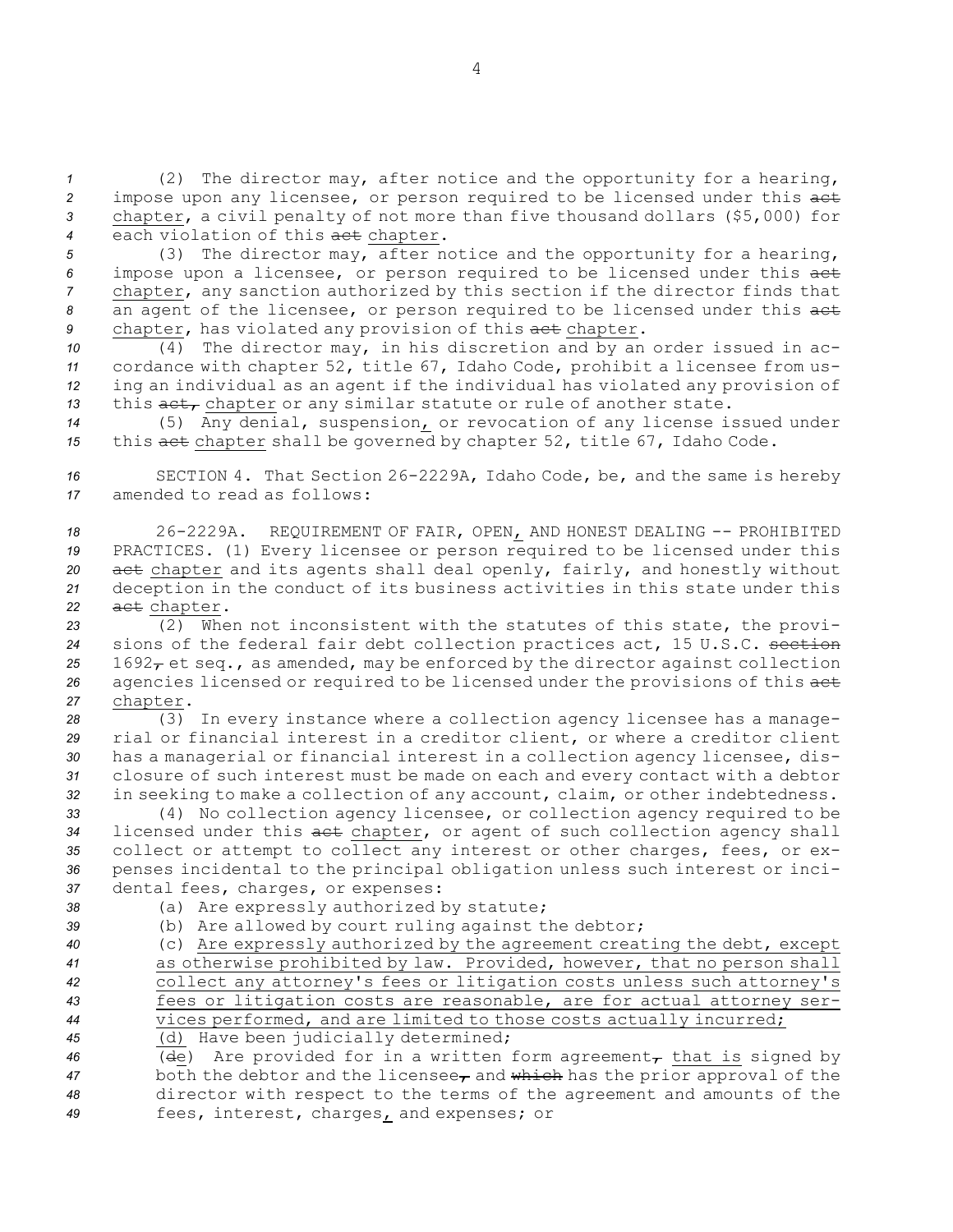(2) The director may, after notice and the opportunity for a hearing, impose upon any licensee, or person required to be licensed under this ~~act~~ chapter, a civil penalty of not more than five thousand dollars ($5,000) for each violation of this ~~act~~ chapter.

(3) The director may, after notice and the opportunity for a hearing, impose upon a licensee, or person required to be licensed under this ~~act~~ chapter, any sanction authorized by this section if the director finds that an agent of the licensee, or person required to be licensed under this ~~act~~ chapter, has violated any provision of this ~~act~~ chapter.

(4) The director may, in his discretion and by an order issued in accordance with chapter 52, title 67, Idaho Code, prohibit a licensee from using an individual as an agent if the individual has violated any provision of this ~~act,~~ chapter or any similar statute or rule of another state.

(5) Any denial, suspension, or revocation of any license issued under this ~~act~~ chapter shall be governed by chapter 52, title 67, Idaho Code.

SECTION 4. That Section 26-2229A, Idaho Code, be, and the same is hereby amended to read as follows:

26-2229A. REQUIREMENT OF FAIR, OPEN, AND HONEST DEALING -- PROHIBITED PRACTICES. (1) Every licensee or person required to be licensed under this ~~act~~ chapter and its agents shall deal openly, fairly, and honestly without deception in the conduct of its business activities in this state under this ~~act~~ chapter.

(2) When not inconsistent with the statutes of this state, the provisions of the federal fair debt collection practices act, 15 U.S.C. ~~section~~ 1692~~,~~ et seq., as amended, may be enforced by the director against collection agencies licensed or required to be licensed under the provisions of this ~~act~~ chapter.

(3) In every instance where a collection agency licensee has a managerial or financial interest in a creditor client, or where a creditor client has a managerial or financial interest in a collection agency licensee, disclosure of such interest must be made on each and every contact with a debtor in seeking to make a collection of any account, claim, or other indebtedness.

(4) No collection agency licensee, or collection agency required to be licensed under this ~~act~~ chapter, or agent of such collection agency shall collect or attempt to collect any interest or other charges, fees, or expenses incidental to the principal obligation unless such interest or incidental fees, charges, or expenses:

(a) Are expressly authorized by statute;

(b) Are allowed by court ruling against the debtor;

(c) Are expressly authorized by the agreement creating the debt, except as otherwise prohibited by law. Provided, however, that no person shall collect any attorney's fees or litigation costs unless such attorney's fees or litigation costs are reasonable, are for actual attorney services performed, and are limited to those costs actually incurred;

(d) Have been judicially determined;

(~~d~~e) Are provided for in a written form agreement~~,~~ that is signed by both the debtor and the licensee~~,~~ and ~~which~~ has the prior approval of the director with respect to the terms of the agreement and amounts of the fees, interest, charges, and expenses; or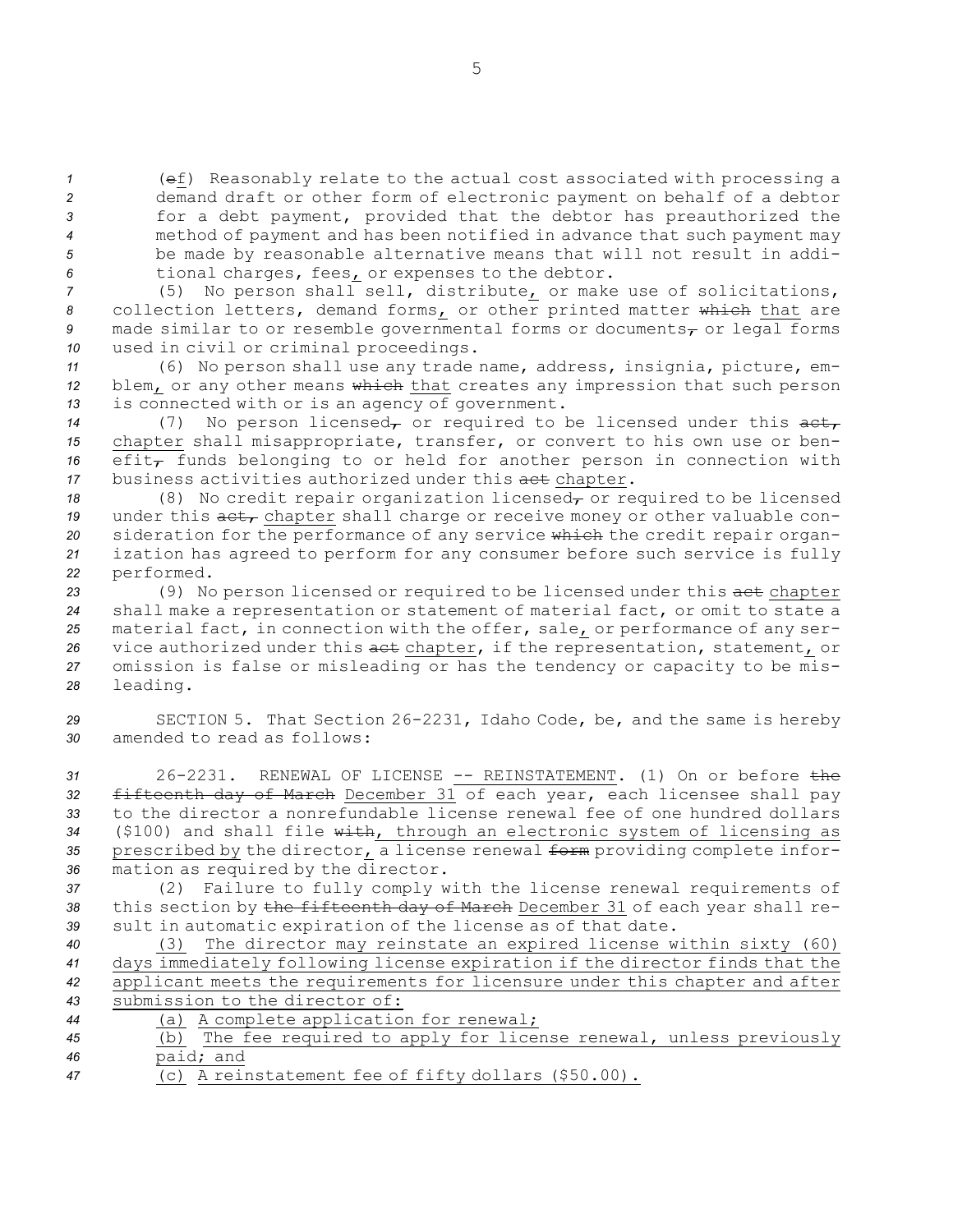(~~e~~f) Reasonably relate to the actual cost associated with processing a demand draft or other form of electronic payment on behalf of a debtor for a debt payment, provided that the debtor has preauthorized the method of payment and has been notified in advance that such payment may be made by reasonable alternative means that will not result in additional charges, fees, or expenses to the debtor.

(5) No person shall sell, distribute, or make use of solicitations, collection letters, demand forms, or other printed matter ~~which~~ that are made similar to or resemble governmental forms or documents~~,~~ or legal forms used in civil or criminal proceedings.

(6) No person shall use any trade name, address, insignia, picture, emblem, or any other means ~~which~~ that creates any impression that such person is connected with or is an agency of government.

(7) No person licensed~~,~~ or required to be licensed under this ~~act,~~ chapter shall misappropriate, transfer, or convert to his own use or benefit~~,~~ funds belonging to or held for another person in connection with business activities authorized under this ~~act~~ chapter.

(8) No credit repair organization licensed~~,~~ or required to be licensed under this ~~act,~~ chapter shall charge or receive money or other valuable consideration for the performance of any service ~~which~~ the credit repair organization has agreed to perform for any consumer before such service is fully performed.

(9) No person licensed or required to be licensed under this ~~act~~ chapter shall make a representation or statement of material fact, or omit to state a material fact, in connection with the offer, sale, or performance of any service authorized under this ~~act~~ chapter, if the representation, statement, or omission is false or misleading or has the tendency or capacity to be misleading.

SECTION 5. That Section 26-2231, Idaho Code, be, and the same is hereby amended to read as follows:

26-2231. RENEWAL OF LICENSE -- REINSTATEMENT. (1) On or before ~~the fifteenth day of March~~ December 31 of each year, each licensee shall pay to the director a nonrefundable license renewal fee of one hundred dollars ($100) and shall file ~~with~~, through an electronic system of licensing as prescribed by the director, a license renewal ~~form~~ providing complete information as required by the director.

(2) Failure to fully comply with the license renewal requirements of this section by ~~the fifteenth day of March~~ December 31 of each year shall result in automatic expiration of the license as of that date.

(3) The director may reinstate an expired license within sixty (60) days immediately following license expiration if the director finds that the applicant meets the requirements for licensure under this chapter and after submission to the director of:

(a) A complete application for renewal;

(b) The fee required to apply for license renewal, unless previously paid; and

(c) A reinstatement fee of fifty dollars ($50.00).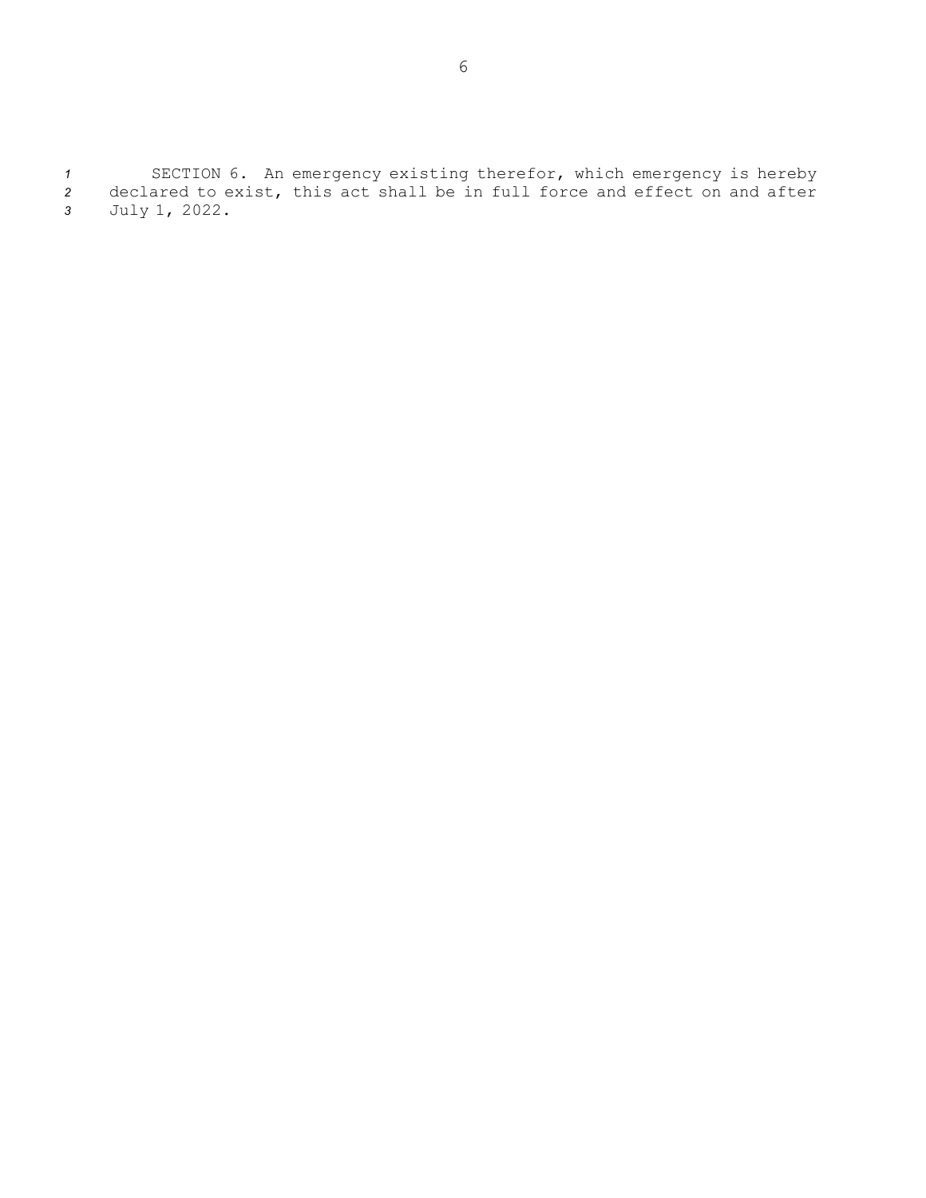SECTION 6. An emergency existing therefor, which emergency is hereby declared to exist, this act shall be in full force and effect on and after July 1, 2022.